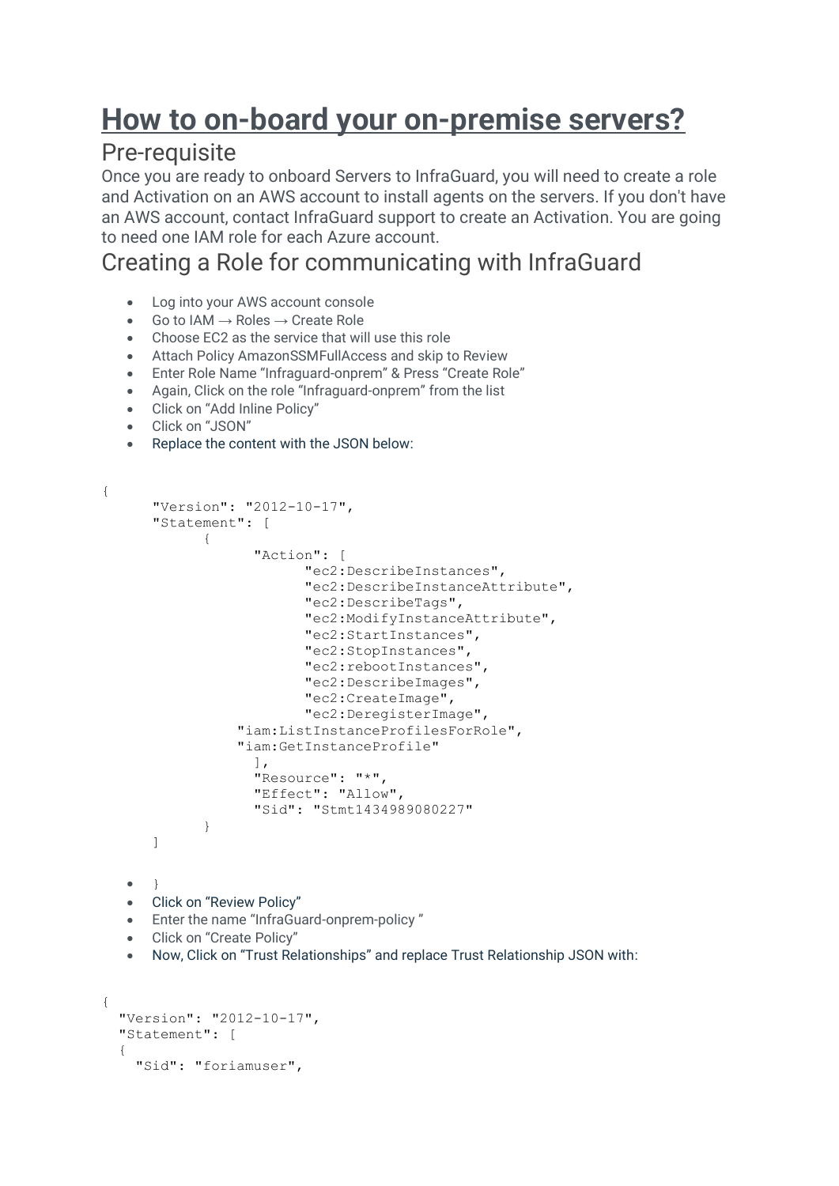# How to on-board your on-premise servers?

## Pre-requisite

Once you are ready to onboard Servers to InfraGuard, you will need to create a role and Activation on an AWS account to install agents on the servers. If you don't have an AWS account, contact InfraGuard support to create an Activation. You are going to need one IAM role for each Azure account.

## Creating a Role for communicating with InfraGuard

- Log into your AWS account console
- Go to IAM → Roles → Create Role
- Choose EC2 as the service that will use this role
- Attach Policy AmazonSSMFullAccess and skip to Review
- Enter Role Name "Infraguard-onprem" & Press "Create Role"
- Again, Click on the role "Infraguard-onprem" from the list
- Click on "Add Inline Policy"
- Click on "JSON"
- Replace the content with the JSON below:

```
{
      "Version": "2012-10-17",
      "Statement": [
            {
                  "Action": [
                        "ec2:DescribeInstances",
                        "ec2:DescribeInstanceAttribute",
                        "ec2:DescribeTags",
                        "ec2:ModifyInstanceAttribute",
                        "ec2:StartInstances",
                        "ec2:StopInstances",
                        "ec2:rebootInstances",
                        "ec2:DescribeImages",
                        "ec2:CreateImage",
                        "ec2:DeregisterImage",
                "iam:ListInstanceProfilesForRole",
                "iam:GetInstanceProfile"
                  ],
                  "Resource": "*",
                  "Effect": "Allow",
                  "Sid": "Stmt1434989080227"
            }
      ]
```

- }
- Click on "Review Policy"
- Enter the name "InfraGuard-onprem-policy "
- Click on "Create Policy"
- Now, Click on "Trust Relationships" and replace Trust Relationship JSON with:

```
{
  "Version": "2012-10-17",
  "Statement": [
  {
    "Sid": "foriamuser",
```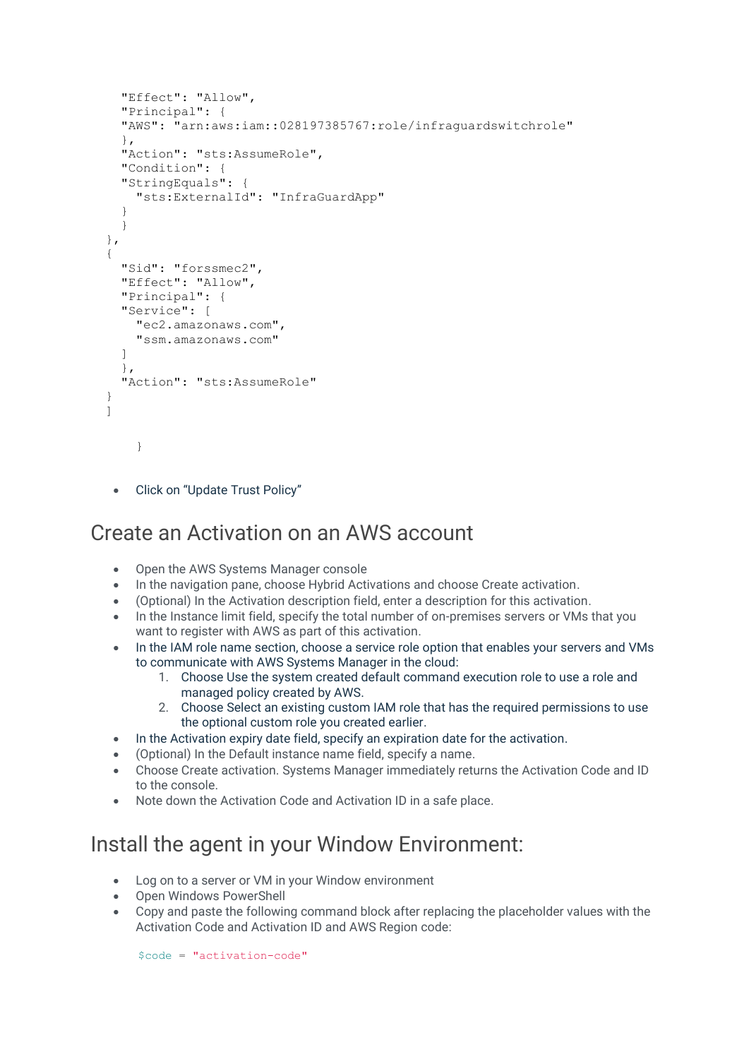```
    "Effect": "Allow",
    "Principal": {
    "AWS": "arn:aws:iam::028197385767:role/infraguardswitchrole"
    },
    "Action": "sts:AssumeRole",
    "Condition": {
    "StringEquals": {
      "sts:ExternalId": "InfraGuardApp"
    }
    }
  },
  {
    "Sid": "forssmec2",
    "Effect": "Allow",
    "Principal": {
    "Service": [
      "ec2.amazonaws.com",
      "ssm.amazonaws.com"
    ]
    },
    "Action": "sts:AssumeRole"
  }
  ]

      }
```

- Click on "Update Trust Policy"

## Create an Activation on an AWS account

- Open the AWS Systems Manager console
- In the navigation pane, choose Hybrid Activations and choose Create activation.
- (Optional) In the Activation description field, enter a description for this activation.
- In the Instance limit field, specify the total number of on-premises servers or VMs that you want to register with AWS as part of this activation.
- In the IAM role name section, choose a service role option that enables your servers and VMs to communicate with AWS Systems Manager in the cloud:
  1. Choose Use the system created default command execution role to use a role and managed policy created by AWS.
  2. Choose Select an existing custom IAM role that has the required permissions to use the optional custom role you created earlier.
- In the Activation expiry date field, specify an expiration date for the activation.
- (Optional) In the Default instance name field, specify a name.
- Choose Create activation. Systems Manager immediately returns the Activation Code and ID to the console.
- Note down the Activation Code and Activation ID in a safe place.

## Install the agent in your Window Environment:

- Log on to a server or VM in your Window environment
- Open Windows PowerShell
- Copy and paste the following command block after replacing the placeholder values with the Activation Code and Activation ID and AWS Region code:

```
$code = "activation-code"
```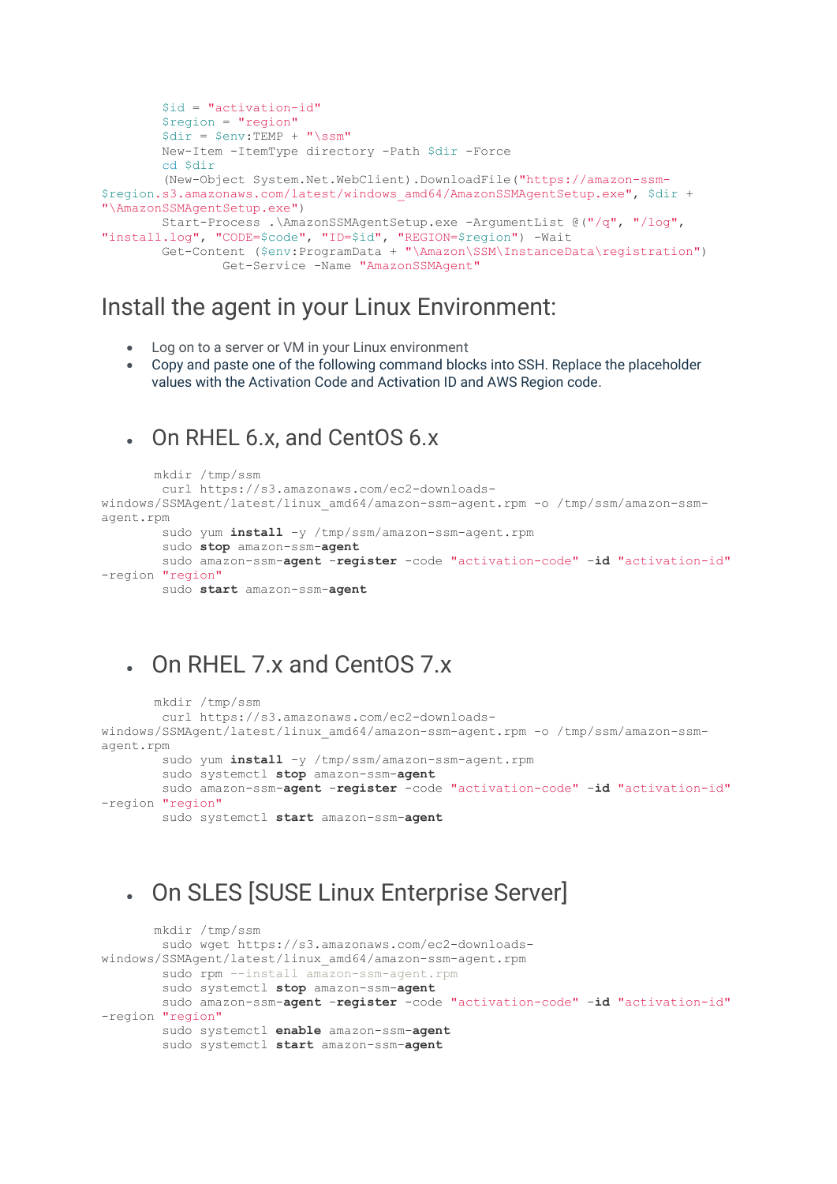```
$id = "activation-id"
$region = "region"
$dir = $env:TEMP + "\ssm"
New-Item -ItemType directory -Path $dir -Force
cd $dir
(New-Object System.Net.WebClient).DownloadFile("https://amazon-ssm-$region.s3.amazonaws.com/latest/windows_amd64/AmazonSSMAgentSetup.exe", $dir + "\AmazonSSMAgentSetup.exe")
Start-Process .\AmazonSSMAgentSetup.exe -ArgumentList @("/q", "/log", "install.log", "CODE=$code", "ID=$id", "REGION=$region") -Wait
Get-Content ($env:ProgramData + "\Amazon\SSM\InstanceData\registration")
        Get-Service -Name "AmazonSSMAgent"
```

## Install the agent in your Linux Environment:

- Log on to a server or VM in your Linux environment
- Copy and paste one of the following command blocks into SSH. Replace the placeholder values with the Activation Code and Activation ID and AWS Region code.

### On RHEL 6.x, and CentOS 6.x

```
mkdir /tmp/ssm
curl https://s3.amazonaws.com/ec2-downloads-windows/SSMAgent/latest/linux_amd64/amazon-ssm-agent.rpm -o /tmp/ssm/amazon-ssm-agent.rpm
sudo yum install -y /tmp/ssm/amazon-ssm-agent.rpm
sudo stop amazon-ssm-agent
sudo amazon-ssm-agent -register -code "activation-code" -id "activation-id" -region "region"
sudo start amazon-ssm-agent
```

### On RHEL 7.x and CentOS 7.x

```
mkdir /tmp/ssm
curl https://s3.amazonaws.com/ec2-downloads-windows/SSMAgent/latest/linux_amd64/amazon-ssm-agent.rpm -o /tmp/ssm/amazon-ssm-agent.rpm
sudo yum install -y /tmp/ssm/amazon-ssm-agent.rpm
sudo systemctl stop amazon-ssm-agent
sudo amazon-ssm-agent -register -code "activation-code" -id "activation-id" -region "region"
sudo systemctl start amazon-ssm-agent
```

### On SLES [SUSE Linux Enterprise Server]

```
mkdir /tmp/ssm
sudo wget https://s3.amazonaws.com/ec2-downloads-windows/SSMAgent/latest/linux_amd64/amazon-ssm-agent.rpm
sudo rpm --install amazon-ssm-agent.rpm
sudo systemctl stop amazon-ssm-agent
sudo amazon-ssm-agent -register -code "activation-code" -id "activation-id" -region "region"
sudo systemctl enable amazon-ssm-agent
sudo systemctl start amazon-ssm-agent
```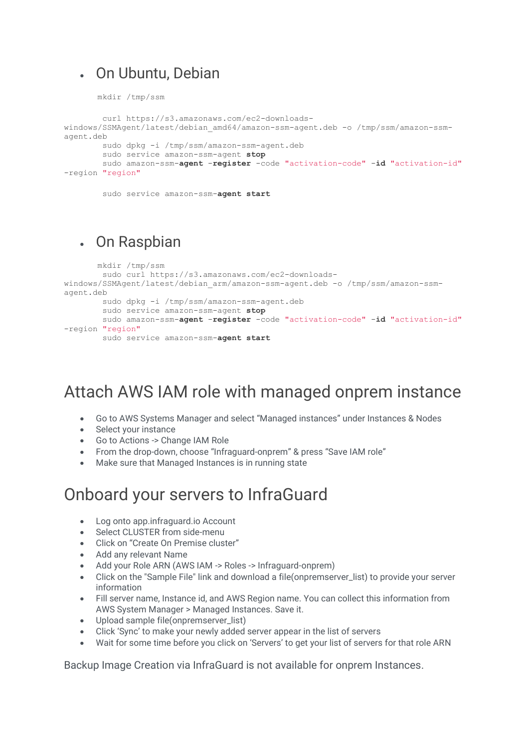- On Ubuntu, Debian

```
mkdir /tmp/ssm

 curl https://s3.amazonaws.com/ec2-downloads-windows/SSMAgent/latest/debian_amd64/amazon-ssm-agent.deb -o /tmp/ssm/amazon-ssm-agent.deb
 sudo dpkg -i /tmp/ssm/amazon-ssm-agent.deb
 sudo service amazon-ssm-agent stop
 sudo amazon-ssm-agent -register -code "activation-code" -id "activation-id" -region "region"

 sudo service amazon-ssm-agent start
```

- On Raspbian

```
mkdir /tmp/ssm
 sudo curl https://s3.amazonaws.com/ec2-downloads-windows/SSMAgent/latest/debian_arm/amazon-ssm-agent.deb -o /tmp/ssm/amazon-ssm-agent.deb
 sudo dpkg -i /tmp/ssm/amazon-ssm-agent.deb
 sudo service amazon-ssm-agent stop
 sudo amazon-ssm-agent -register -code "activation-code" -id "activation-id" -region "region"
 sudo service amazon-ssm-agent start
```

# Attach AWS IAM role with managed onprem instance

- Go to AWS Systems Manager and select "Managed instances" under Instances & Nodes
- Select your instance
- Go to Actions -> Change IAM Role
- From the drop-down, choose "Infraguard-onprem" & press "Save IAM role"
- Make sure that Managed Instances is in running state

# Onboard your servers to InfraGuard

- Log onto app.infraguard.io Account
- Select CLUSTER from side-menu
- Click on "Create On Premise cluster"
- Add any relevant Name
- Add your Role ARN (AWS IAM -> Roles -> Infraguard-onprem)
- Click on the "Sample File" link and download a file(onpremserver_list) to provide your server information
- Fill server name, Instance id, and AWS Region name. You can collect this information from AWS System Manager > Managed Instances. Save it.
- Upload sample file(onpremserver_list)
- Click 'Sync' to make your newly added server appear in the list of servers
- Wait for some time before you click on 'Servers' to get your list of servers for that role ARN

Backup Image Creation via InfraGuard is not available for onprem Instances.